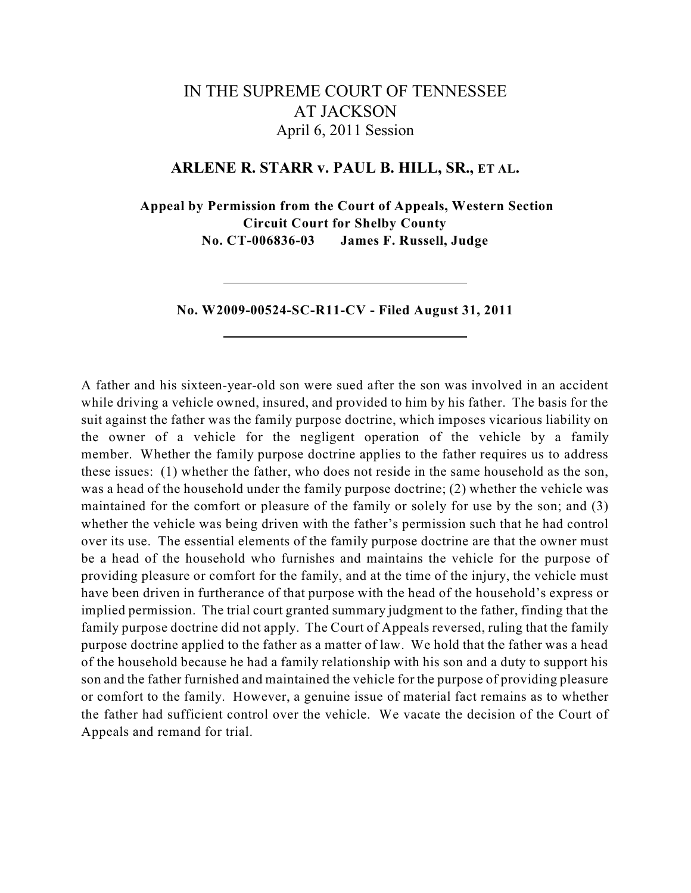# IN THE SUPREME COURT OF TENNESSEE
# AT JACKSON

April 6, 2011 Session

## ARLENE R. STARR v. PAUL B. HILL, SR., ET AL.

**Appeal by Permission from the Court of Appeals, Western Section**
**Circuit Court for Shelby County**
**No. CT-006836-03 James F. Russell, Judge**

---

**No. W2009-00524-SC-R11-CV - Filed August 31, 2011**

---

A father and his sixteen-year-old son were sued after the son was involved in an accident while driving a vehicle owned, insured, and provided to him by his father. The basis for the suit against the father was the family purpose doctrine, which imposes vicarious liability on the owner of a vehicle for the negligent operation of the vehicle by a family member. Whether the family purpose doctrine applies to the father requires us to address these issues: (1) whether the father, who does not reside in the same household as the son, was a head of the household under the family purpose doctrine; (2) whether the vehicle was maintained for the comfort or pleasure of the family or solely for use by the son; and (3) whether the vehicle was being driven with the father's permission such that he had control over its use. The essential elements of the family purpose doctrine are that the owner must be a head of the household who furnishes and maintains the vehicle for the purpose of providing pleasure or comfort for the family, and at the time of the injury, the vehicle must have been driven in furtherance of that purpose with the head of the household's express or implied permission. The trial court granted summary judgment to the father, finding that the family purpose doctrine did not apply. The Court of Appeals reversed, ruling that the family purpose doctrine applied to the father as a matter of law. We hold that the father was a head of the household because he had a family relationship with his son and a duty to support his son and the father furnished and maintained the vehicle for the purpose of providing pleasure or comfort to the family. However, a genuine issue of material fact remains as to whether the father had sufficient control over the vehicle. We vacate the decision of the Court of Appeals and remand for trial.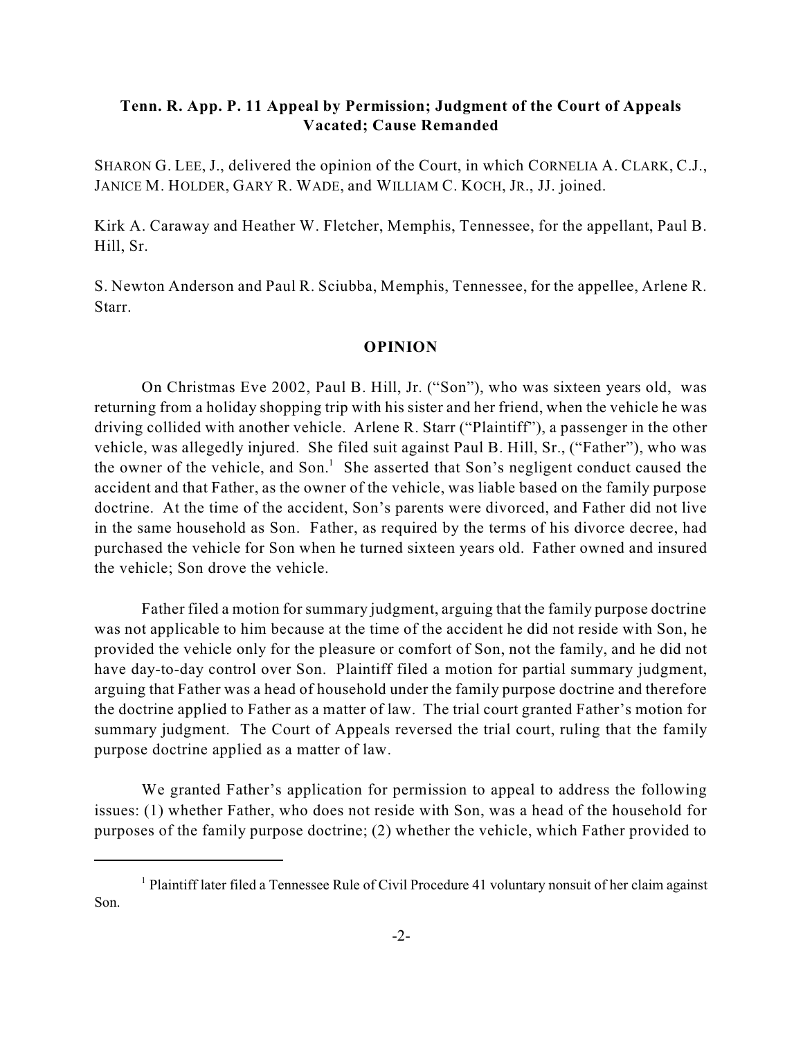**Tenn. R. App. P. 11 Appeal by Permission; Judgment of the Court of Appeals Vacated; Cause Remanded**

SHARON G. LEE, J., delivered the opinion of the Court, in which CORNELIA A. CLARK, C.J., JANICE M. HOLDER, GARY R. WADE, and WILLIAM C. KOCH, JR., JJ. joined.

Kirk A. Caraway and Heather W. Fletcher, Memphis, Tennessee, for the appellant, Paul B. Hill, Sr.

S. Newton Anderson and Paul R. Sciubba, Memphis, Tennessee, for the appellee, Arlene R. Starr.

## OPINION

On Christmas Eve 2002, Paul B. Hill, Jr. ("Son"), who was sixteen years old, was returning from a holiday shopping trip with his sister and her friend, when the vehicle he was driving collided with another vehicle. Arlene R. Starr ("Plaintiff"), a passenger in the other vehicle, was allegedly injured. She filed suit against Paul B. Hill, Sr., ("Father"), who was the owner of the vehicle, and Son.[1] She asserted that Son's negligent conduct caused the accident and that Father, as the owner of the vehicle, was liable based on the family purpose doctrine. At the time of the accident, Son's parents were divorced, and Father did not live in the same household as Son. Father, as required by the terms of his divorce decree, had purchased the vehicle for Son when he turned sixteen years old. Father owned and insured the vehicle; Son drove the vehicle.

Father filed a motion for summary judgment, arguing that the family purpose doctrine was not applicable to him because at the time of the accident he did not reside with Son, he provided the vehicle only for the pleasure or comfort of Son, not the family, and he did not have day-to-day control over Son. Plaintiff filed a motion for partial summary judgment, arguing that Father was a head of household under the family purpose doctrine and therefore the doctrine applied to Father as a matter of law. The trial court granted Father's motion for summary judgment. The Court of Appeals reversed the trial court, ruling that the family purpose doctrine applied as a matter of law.

We granted Father's application for permission to appeal to address the following issues: (1) whether Father, who does not reside with Son, was a head of the household for purposes of the family purpose doctrine; (2) whether the vehicle, which Father provided to

[1] Plaintiff later filed a Tennessee Rule of Civil Procedure 41 voluntary nonsuit of her claim against Son.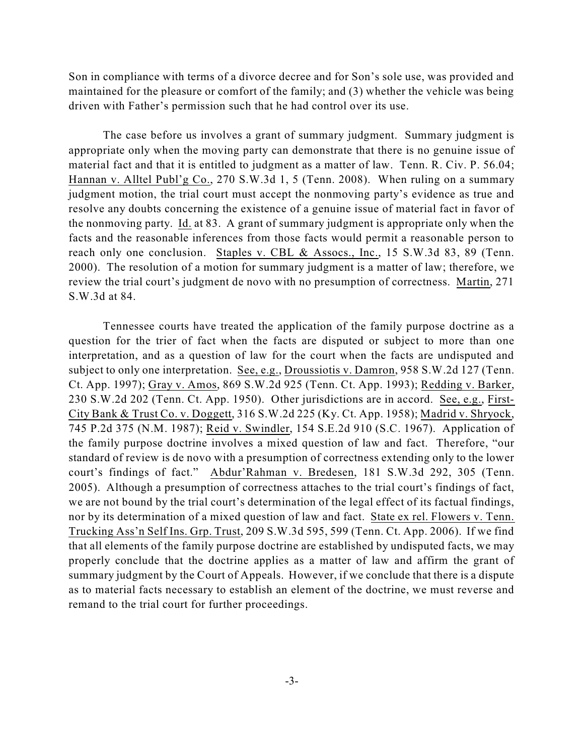Son in compliance with terms of a divorce decree and for Son's sole use, was provided and maintained for the pleasure or comfort of the family; and (3) whether the vehicle was being driven with Father's permission such that he had control over its use.

The case before us involves a grant of summary judgment. Summary judgment is appropriate only when the moving party can demonstrate that there is no genuine issue of material fact and that it is entitled to judgment as a matter of law. Tenn. R. Civ. P. 56.04; Hannan v. Alltel Publ'g Co., 270 S.W.3d 1, 5 (Tenn. 2008). When ruling on a summary judgment motion, the trial court must accept the nonmoving party's evidence as true and resolve any doubts concerning the existence of a genuine issue of material fact in favor of the nonmoving party. Id. at 83. A grant of summary judgment is appropriate only when the facts and the reasonable inferences from those facts would permit a reasonable person to reach only one conclusion. Staples v. CBL & Assocs., Inc., 15 S.W.3d 83, 89 (Tenn. 2000). The resolution of a motion for summary judgment is a matter of law; therefore, we review the trial court's judgment de novo with no presumption of correctness. Martin, 271 S.W.3d at 84.

Tennessee courts have treated the application of the family purpose doctrine as a question for the trier of fact when the facts are disputed or subject to more than one interpretation, and as a question of law for the court when the facts are undisputed and subject to only one interpretation. See, e.g., Droussiotis v. Damron, 958 S.W.2d 127 (Tenn. Ct. App. 1997); Gray v. Amos, 869 S.W.2d 925 (Tenn. Ct. App. 1993); Redding v. Barker, 230 S.W.2d 202 (Tenn. Ct. App. 1950). Other jurisdictions are in accord. See, e.g., First-City Bank & Trust Co. v. Doggett, 316 S.W.2d 225 (Ky. Ct. App. 1958); Madrid v. Shryock, 745 P.2d 375 (N.M. 1987); Reid v. Swindler, 154 S.E.2d 910 (S.C. 1967). Application of the family purpose doctrine involves a mixed question of law and fact. Therefore, "our standard of review is de novo with a presumption of correctness extending only to the lower court's findings of fact." Abdur'Rahman v. Bredesen, 181 S.W.3d 292, 305 (Tenn. 2005). Although a presumption of correctness attaches to the trial court's findings of fact, we are not bound by the trial court's determination of the legal effect of its factual findings, nor by its determination of a mixed question of law and fact. State ex rel. Flowers v. Tenn. Trucking Ass'n Self Ins. Grp. Trust, 209 S.W.3d 595, 599 (Tenn. Ct. App. 2006). If we find that all elements of the family purpose doctrine are established by undisputed facts, we may properly conclude that the doctrine applies as a matter of law and affirm the grant of summary judgment by the Court of Appeals. However, if we conclude that there is a dispute as to material facts necessary to establish an element of the doctrine, we must reverse and remand to the trial court for further proceedings.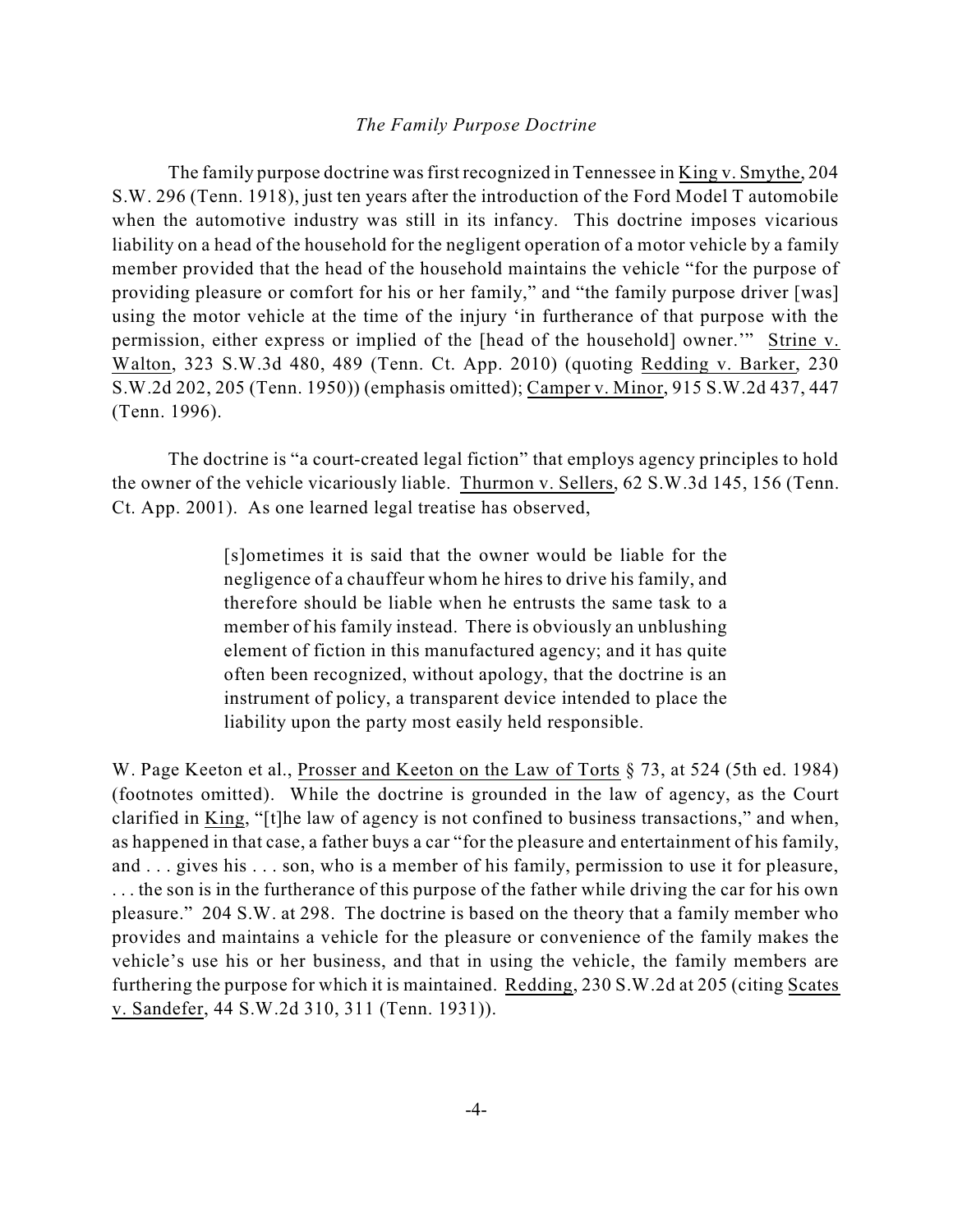*The Family Purpose Doctrine*

The family purpose doctrine was first recognized in Tennessee in King v. Smythe, 204 S.W. 296 (Tenn. 1918), just ten years after the introduction of the Ford Model T automobile when the automotive industry was still in its infancy. This doctrine imposes vicarious liability on a head of the household for the negligent operation of a motor vehicle by a family member provided that the head of the household maintains the vehicle "for the purpose of providing pleasure or comfort for his or her family," and "the family purpose driver [was] using the motor vehicle at the time of the injury 'in furtherance of that purpose with the permission, either express or implied of the [head of the household] owner.'" Strine v. Walton, 323 S.W.3d 480, 489 (Tenn. Ct. App. 2010) (quoting Redding v. Barker, 230 S.W.2d 202, 205 (Tenn. 1950)) (emphasis omitted); Camper v. Minor, 915 S.W.2d 437, 447 (Tenn. 1996).

The doctrine is "a court-created legal fiction" that employs agency principles to hold the owner of the vehicle vicariously liable. Thurmon v. Sellers, 62 S.W.3d 145, 156 (Tenn. Ct. App. 2001). As one learned legal treatise has observed,

> [s]ometimes it is said that the owner would be liable for the negligence of a chauffeur whom he hires to drive his family, and therefore should be liable when he entrusts the same task to a member of his family instead. There is obviously an unblushing element of fiction in this manufactured agency; and it has quite often been recognized, without apology, that the doctrine is an instrument of policy, a transparent device intended to place the liability upon the party most easily held responsible.

W. Page Keeton et al., Prosser and Keeton on the Law of Torts § 73, at 524 (5th ed. 1984) (footnotes omitted). While the doctrine is grounded in the law of agency, as the Court clarified in King, "[t]he law of agency is not confined to business transactions," and when, as happened in that case, a father buys a car "for the pleasure and entertainment of his family, and . . . gives his . . . son, who is a member of his family, permission to use it for pleasure, . . . the son is in the furtherance of this purpose of the father while driving the car for his own pleasure." 204 S.W. at 298. The doctrine is based on the theory that a family member who provides and maintains a vehicle for the pleasure or convenience of the family makes the vehicle's use his or her business, and that in using the vehicle, the family members are furthering the purpose for which it is maintained. Redding, 230 S.W.2d at 205 (citing Scates v. Sandefer, 44 S.W.2d 310, 311 (Tenn. 1931)).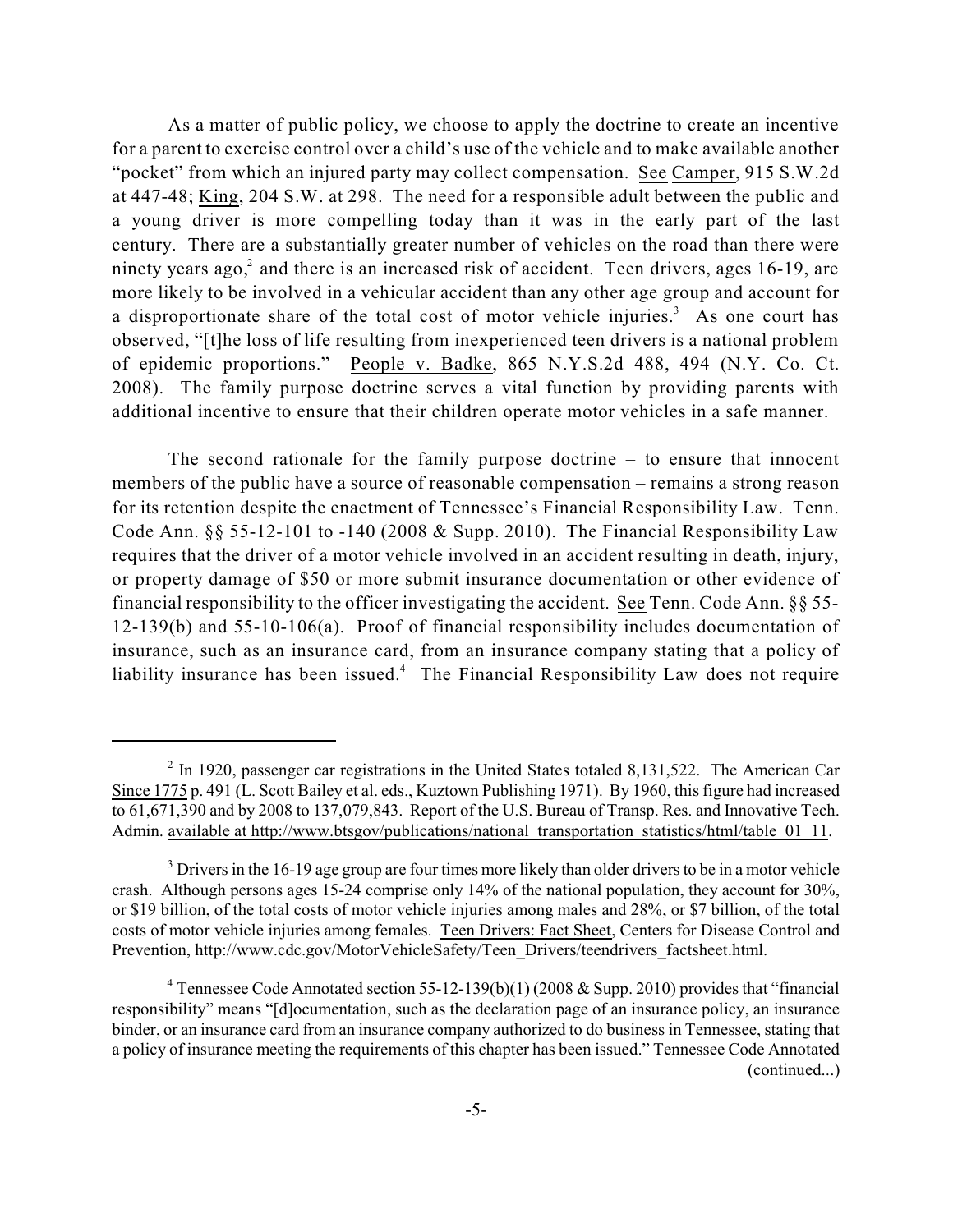As a matter of public policy, we choose to apply the doctrine to create an incentive for a parent to exercise control over a child's use of the vehicle and to make available another "pocket" from which an injured party may collect compensation. See Camper, 915 S.W.2d at 447-48; King, 204 S.W. at 298. The need for a responsible adult between the public and a young driver is more compelling today than it was in the early part of the last century. There are a substantially greater number of vehicles on the road than there were ninety years ago,[2] and there is an increased risk of accident. Teen drivers, ages 16-19, are more likely to be involved in a vehicular accident than any other age group and account for a disproportionate share of the total cost of motor vehicle injuries.[3] As one court has observed, "[t]he loss of life resulting from inexperienced teen drivers is a national problem of epidemic proportions." People v. Badke, 865 N.Y.S.2d 488, 494 (N.Y. Co. Ct. 2008). The family purpose doctrine serves a vital function by providing parents with additional incentive to ensure that their children operate motor vehicles in a safe manner.

The second rationale for the family purpose doctrine – to ensure that innocent members of the public have a source of reasonable compensation – remains a strong reason for its retention despite the enactment of Tennessee's Financial Responsibility Law. Tenn. Code Ann. §§ 55-12-101 to -140 (2008 & Supp. 2010). The Financial Responsibility Law requires that the driver of a motor vehicle involved in an accident resulting in death, injury, or property damage of $50 or more submit insurance documentation or other evidence of financial responsibility to the officer investigating the accident. See Tenn. Code Ann. §§ 55-12-139(b) and 55-10-106(a). Proof of financial responsibility includes documentation of insurance, such as an insurance card, from an insurance company stating that a policy of liability insurance has been issued.[4] The Financial Responsibility Law does not require

---

[2] In 1920, passenger car registrations in the United States totaled 8,131,522. The American Car Since 1775 p. 491 (L. Scott Bailey et al. eds., Kuztown Publishing 1971). By 1960, this figure had increased to 61,671,390 and by 2008 to 137,079,843. Report of the U.S. Bureau of Transp. Res. and Innovative Tech. Admin. available at http://www.btsgov/publications/national_transportation_statistics/html/table_01_11.

[3] Drivers in the 16-19 age group are four times more likely than older drivers to be in a motor vehicle crash. Although persons ages 15-24 comprise only 14% of the national population, they account for 30%, or $19 billion, of the total costs of motor vehicle injuries among males and 28%, or $7 billion, of the total costs of motor vehicle injuries among females. Teen Drivers: Fact Sheet, Centers for Disease Control and Prevention, http://www.cdc.gov/MotorVehicleSafety/Teen_Drivers/teendrivers_factsheet.html.

[4] Tennessee Code Annotated section 55-12-139(b)(1) (2008 & Supp. 2010) provides that "financial responsibility" means "[d]ocumentation, such as the declaration page of an insurance policy, an insurance binder, or an insurance card from an insurance company authorized to do business in Tennessee, stating that a policy of insurance meeting the requirements of this chapter has been issued." Tennessee Code Annotated (continued...)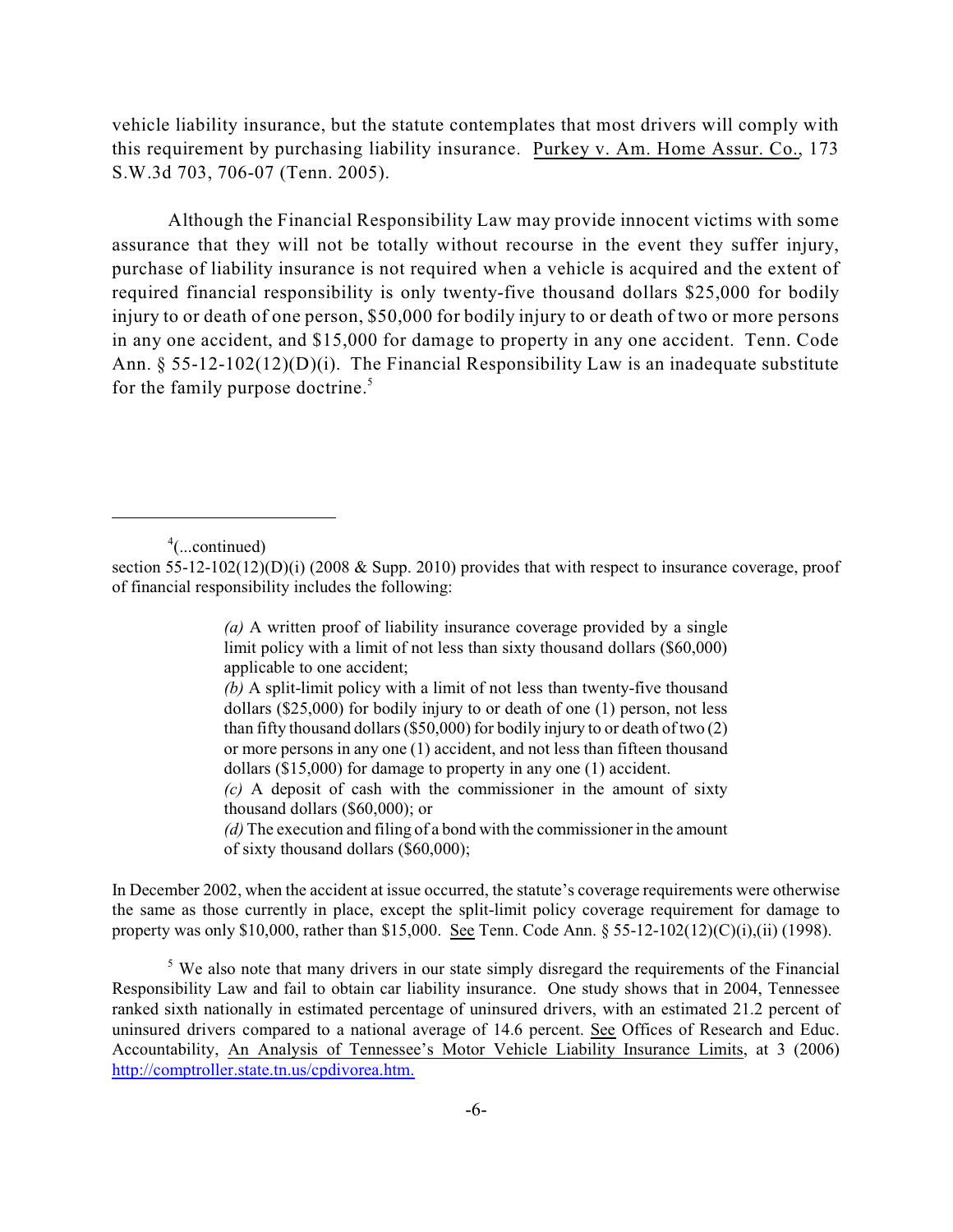vehicle liability insurance, but the statute contemplates that most drivers will comply with this requirement by purchasing liability insurance. Purkey v. Am. Home Assur. Co., 173 S.W.3d 703, 706-07 (Tenn. 2005).

Although the Financial Responsibility Law may provide innocent victims with some assurance that they will not be totally without recourse in the event they suffer injury, purchase of liability insurance is not required when a vehicle is acquired and the extent of required financial responsibility is only twenty-five thousand dollars $25,000 for bodily injury to or death of one person, $50,000 for bodily injury to or death of two or more persons in any one accident, and $15,000 for damage to property in any one accident. Tenn. Code Ann. § 55-12-102(12)(D)(i). The Financial Responsibility Law is an inadequate substitute for the family purpose doctrine.[5]

---

[4](...continued)
section 55-12-102(12)(D)(i) (2008 & Supp. 2010) provides that with respect to insurance coverage, proof of financial responsibility includes the following:

> *(a)* A written proof of liability insurance coverage provided by a single limit policy with a limit of not less than sixty thousand dollars ($60,000) applicable to one accident;
> *(b)* A split-limit policy with a limit of not less than twenty-five thousand dollars ($25,000) for bodily injury to or death of one (1) person, not less than fifty thousand dollars ($50,000) for bodily injury to or death of two (2) or more persons in any one (1) accident, and not less than fifteen thousand dollars ($15,000) for damage to property in any one (1) accident.
> *(c)* A deposit of cash with the commissioner in the amount of sixty thousand dollars ($60,000); or
> *(d)* The execution and filing of a bond with the commissioner in the amount of sixty thousand dollars ($60,000);

In December 2002, when the accident at issue occurred, the statute's coverage requirements were otherwise the same as those currently in place, except the split-limit policy coverage requirement for damage to property was only $10,000, rather than $15,000. See Tenn. Code Ann. § 55-12-102(12)(C)(i),(ii) (1998).

[5] We also note that many drivers in our state simply disregard the requirements of the Financial Responsibility Law and fail to obtain car liability insurance. One study shows that in 2004, Tennessee ranked sixth nationally in estimated percentage of uninsured drivers, with an estimated 21.2 percent of uninsured drivers compared to a national average of 14.6 percent. See Offices of Research and Educ. Accountability, An Analysis of Tennessee's Motor Vehicle Liability Insurance Limits, at 3 (2006) http://comptroller.state.tn.us/cpdivorea.htm.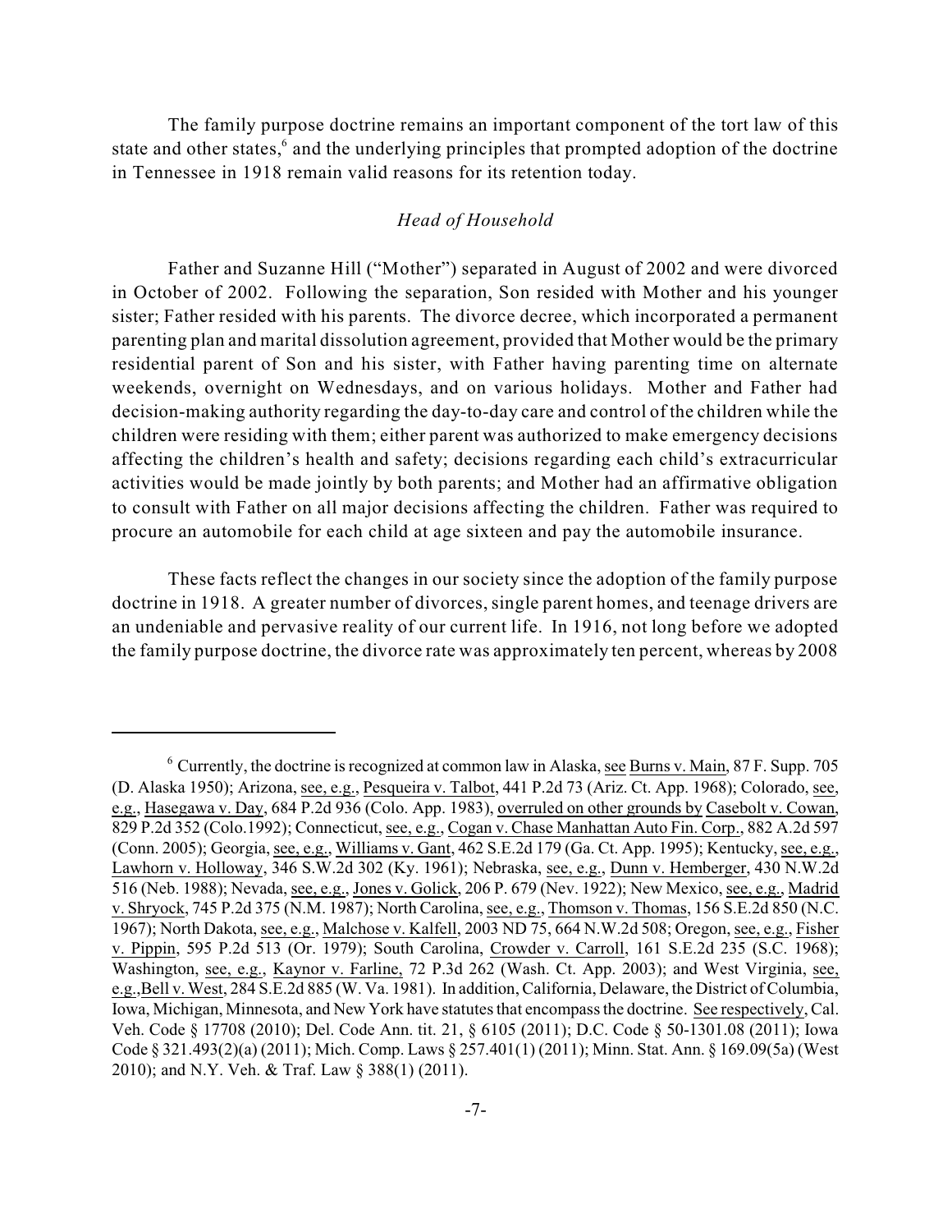The family purpose doctrine remains an important component of the tort law of this state and other states,[6] and the underlying principles that prompted adoption of the doctrine in Tennessee in 1918 remain valid reasons for its retention today.

### *Head of Household*

Father and Suzanne Hill ("Mother") separated in August of 2002 and were divorced in October of 2002. Following the separation, Son resided with Mother and his younger sister; Father resided with his parents. The divorce decree, which incorporated a permanent parenting plan and marital dissolution agreement, provided that Mother would be the primary residential parent of Son and his sister, with Father having parenting time on alternate weekends, overnight on Wednesdays, and on various holidays. Mother and Father had decision-making authority regarding the day-to-day care and control of the children while the children were residing with them; either parent was authorized to make emergency decisions affecting the children's health and safety; decisions regarding each child's extracurricular activities would be made jointly by both parents; and Mother had an affirmative obligation to consult with Father on all major decisions affecting the children. Father was required to procure an automobile for each child at age sixteen and pay the automobile insurance.

These facts reflect the changes in our society since the adoption of the family purpose doctrine in 1918. A greater number of divorces, single parent homes, and teenage drivers are an undeniable and pervasive reality of our current life. In 1916, not long before we adopted the family purpose doctrine, the divorce rate was approximately ten percent, whereas by 2008

---

[6] Currently, the doctrine is recognized at common law in Alaska, see Burns v. Main, 87 F. Supp. 705 (D. Alaska 1950); Arizona, see, e.g., Pesqueira v. Talbot, 441 P.2d 73 (Ariz. Ct. App. 1968); Colorado, see, e.g., Hasegawa v. Day, 684 P.2d 936 (Colo. App. 1983), overruled on other grounds by Casebolt v. Cowan, 829 P.2d 352 (Colo.1992); Connecticut, see, e.g., Cogan v. Chase Manhattan Auto Fin. Corp., 882 A.2d 597 (Conn. 2005); Georgia, see, e.g., Williams v. Gant, 462 S.E.2d 179 (Ga. Ct. App. 1995); Kentucky, see, e.g., Lawhorn v. Holloway, 346 S.W.2d 302 (Ky. 1961); Nebraska, see, e.g., Dunn v. Hemberger, 430 N.W.2d 516 (Neb. 1988); Nevada, see, e.g., Jones v. Golick, 206 P. 679 (Nev. 1922); New Mexico, see, e.g., Madrid v. Shryock, 745 P.2d 375 (N.M. 1987); North Carolina, see, e.g., Thomson v. Thomas, 156 S.E.2d 850 (N.C. 1967); North Dakota, see, e.g., Malchose v. Kalfell, 2003 ND 75, 664 N.W.2d 508; Oregon, see, e.g., Fisher v. Pippin, 595 P.2d 513 (Or. 1979); South Carolina, Crowder v. Carroll, 161 S.E.2d 235 (S.C. 1968); Washington, see, e.g., Kaynor v. Farline, 72 P.3d 262 (Wash. Ct. App. 2003); and West Virginia, see, e.g.,Bell v. West, 284 S.E.2d 885 (W. Va. 1981). In addition, California, Delaware, the District of Columbia, Iowa, Michigan, Minnesota, and New York have statutes that encompass the doctrine. See respectively, Cal. Veh. Code § 17708 (2010); Del. Code Ann. tit. 21, § 6105 (2011); D.C. Code § 50-1301.08 (2011); Iowa Code § 321.493(2)(a) (2011); Mich. Comp. Laws § 257.401(1) (2011); Minn. Stat. Ann. § 169.09(5a) (West 2010); and N.Y. Veh. & Traf. Law § 388(1) (2011).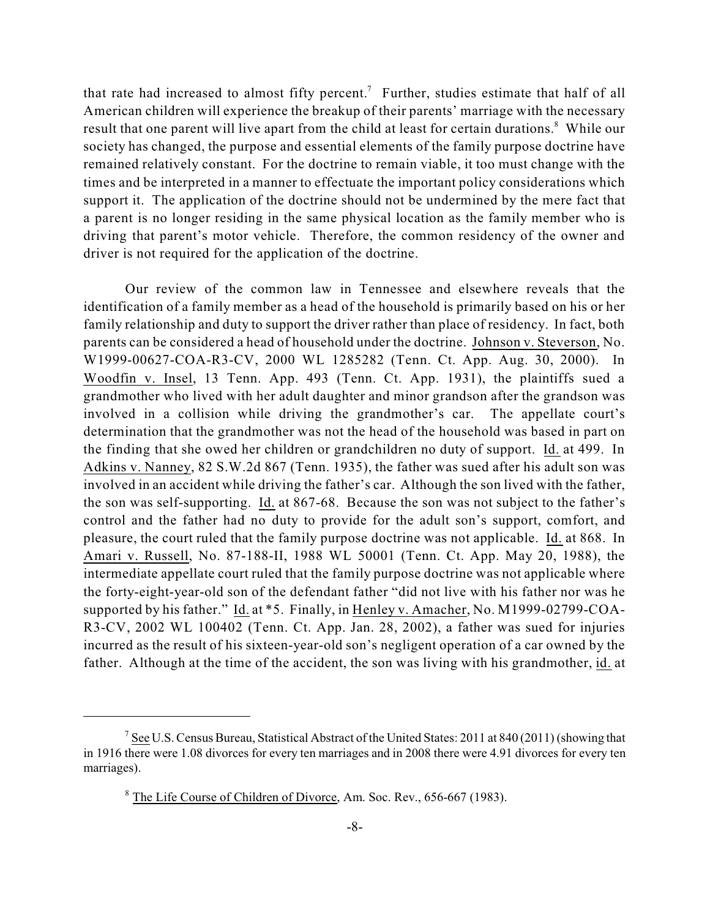that rate had increased to almost fifty percent.[7] Further, studies estimate that half of all American children will experience the breakup of their parents' marriage with the necessary result that one parent will live apart from the child at least for certain durations.[8] While our society has changed, the purpose and essential elements of the family purpose doctrine have remained relatively constant. For the doctrine to remain viable, it too must change with the times and be interpreted in a manner to effectuate the important policy considerations which support it. The application of the doctrine should not be undermined by the mere fact that a parent is no longer residing in the same physical location as the family member who is driving that parent's motor vehicle. Therefore, the common residency of the owner and driver is not required for the application of the doctrine.

Our review of the common law in Tennessee and elsewhere reveals that the identification of a family member as a head of the household is primarily based on his or her family relationship and duty to support the driver rather than place of residency. In fact, both parents can be considered a head of household under the doctrine. Johnson v. Steverson, No. W1999-00627-COA-R3-CV, 2000 WL 1285282 (Tenn. Ct. App. Aug. 30, 2000). In Woodfin v. Insel, 13 Tenn. App. 493 (Tenn. Ct. App. 1931), the plaintiffs sued a grandmother who lived with her adult daughter and minor grandson after the grandson was involved in a collision while driving the grandmother's car. The appellate court's determination that the grandmother was not the head of the household was based in part on the finding that she owed her children or grandchildren no duty of support. Id. at 499. In Adkins v. Nanney, 82 S.W.2d 867 (Tenn. 1935), the father was sued after his adult son was involved in an accident while driving the father's car. Although the son lived with the father, the son was self-supporting. Id. at 867-68. Because the son was not subject to the father's control and the father had no duty to provide for the adult son's support, comfort, and pleasure, the court ruled that the family purpose doctrine was not applicable. Id. at 868. In Amari v. Russell, No. 87-188-II, 1988 WL 50001 (Tenn. Ct. App. May 20, 1988), the intermediate appellate court ruled that the family purpose doctrine was not applicable where the forty-eight-year-old son of the defendant father "did not live with his father nor was he supported by his father." Id. at *5. Finally, in Henley v. Amacher, No. M1999-02799-COA-R3-CV, 2002 WL 100402 (Tenn. Ct. App. Jan. 28, 2002), a father was sued for injuries incurred as the result of his sixteen-year-old son's negligent operation of a car owned by the father. Although at the time of the accident, the son was living with his grandmother, id. at

---

[7] See U.S. Census Bureau, Statistical Abstract of the United States: 2011 at 840 (2011) (showing that in 1916 there were 1.08 divorces for every ten marriages and in 2008 there were 4.91 divorces for every ten marriages).

[8] The Life Course of Children of Divorce, Am. Soc. Rev., 656-667 (1983).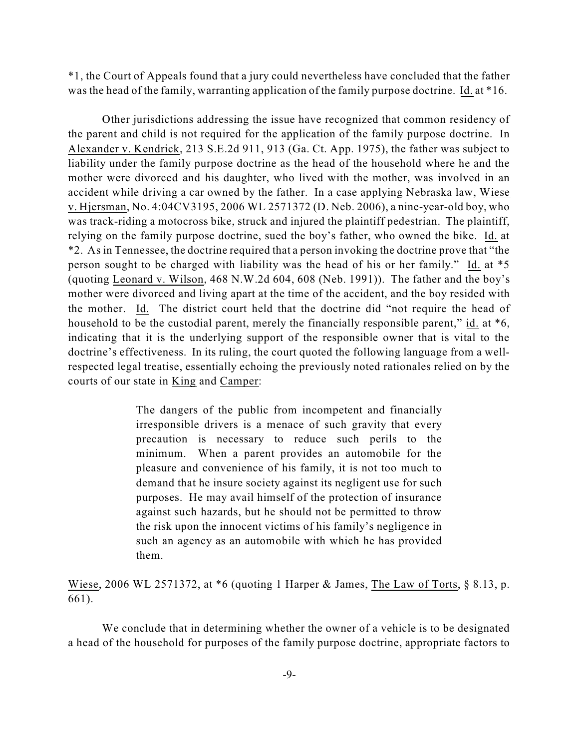*1, the Court of Appeals found that a jury could nevertheless have concluded that the father was the head of the family, warranting application of the family purpose doctrine. Id. at *16.

Other jurisdictions addressing the issue have recognized that common residency of the parent and child is not required for the application of the family purpose doctrine. In Alexander v. Kendrick, 213 S.E.2d 911, 913 (Ga. Ct. App. 1975), the father was subject to liability under the family purpose doctrine as the head of the household where he and the mother were divorced and his daughter, who lived with the mother, was involved in an accident while driving a car owned by the father. In a case applying Nebraska law, Wiese v. Hjersman, No. 4:04CV3195, 2006 WL 2571372 (D. Neb. 2006), a nine-year-old boy, who was track-riding a motocross bike, struck and injured the plaintiff pedestrian. The plaintiff, relying on the family purpose doctrine, sued the boy's father, who owned the bike. Id. at *2. As in Tennessee, the doctrine required that a person invoking the doctrine prove that "the person sought to be charged with liability was the head of his or her family." Id. at *5 (quoting Leonard v. Wilson, 468 N.W.2d 604, 608 (Neb. 1991)). The father and the boy's mother were divorced and living apart at the time of the accident, and the boy resided with the mother. Id. The district court held that the doctrine did "not require the head of household to be the custodial parent, merely the financially responsible parent," id. at *6, indicating that it is the underlying support of the responsible owner that is vital to the doctrine's effectiveness. In its ruling, the court quoted the following language from a well-respected legal treatise, essentially echoing the previously noted rationales relied on by the courts of our state in King and Camper:

> The dangers of the public from incompetent and financially irresponsible drivers is a menace of such gravity that every precaution is necessary to reduce such perils to the minimum. When a parent provides an automobile for the pleasure and convenience of his family, it is not too much to demand that he insure society against its negligent use for such purposes. He may avail himself of the protection of insurance against such hazards, but he should not be permitted to throw the risk upon the innocent victims of his family's negligence in such an agency as an automobile with which he has provided them.

Wiese, 2006 WL 2571372, at *6 (quoting 1 Harper & James, The Law of Torts, § 8.13, p. 661).

We conclude that in determining whether the owner of a vehicle is to be designated a head of the household for purposes of the family purpose doctrine, appropriate factors to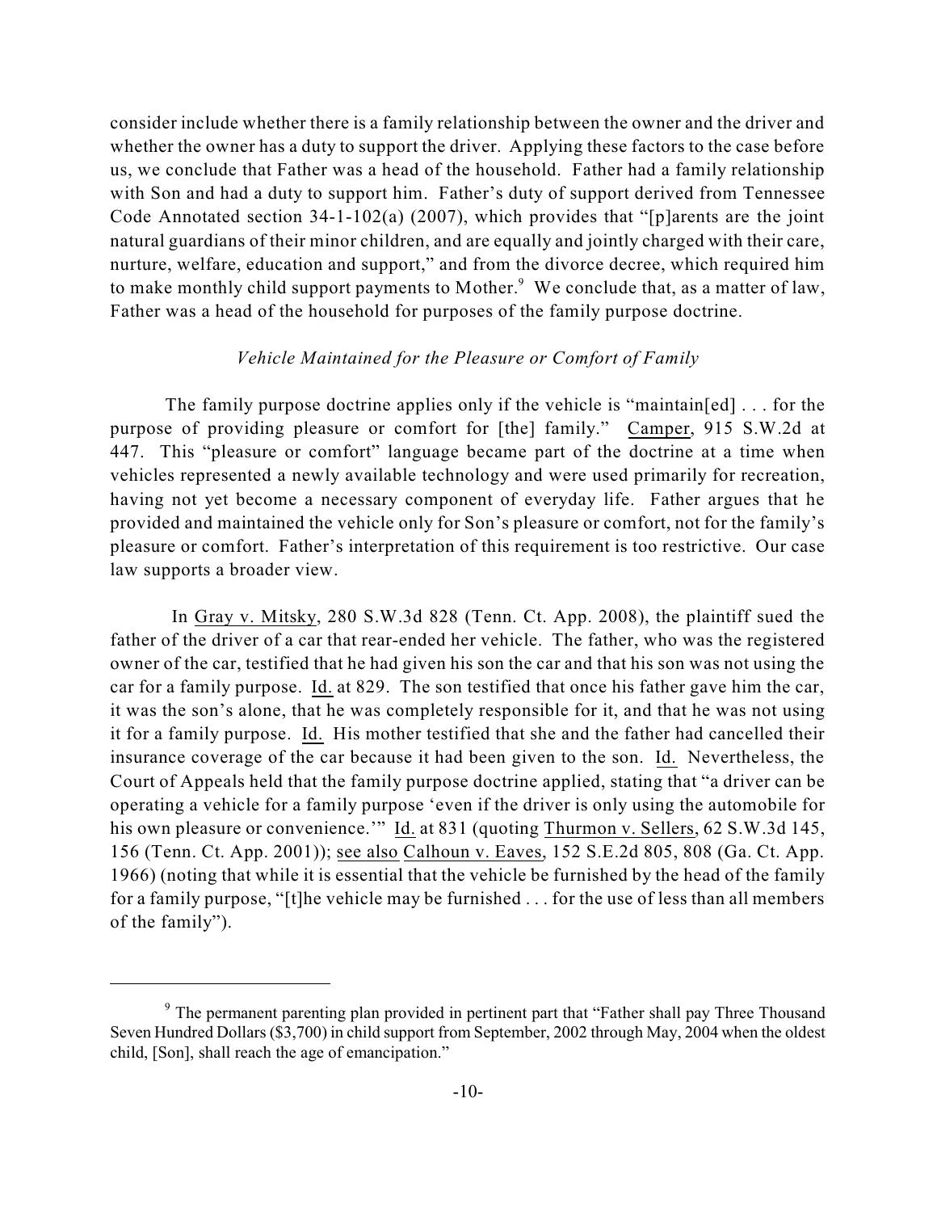consider include whether there is a family relationship between the owner and the driver and whether the owner has a duty to support the driver. Applying these factors to the case before us, we conclude that Father was a head of the household. Father had a family relationship with Son and had a duty to support him. Father's duty of support derived from Tennessee Code Annotated section 34-1-102(a) (2007), which provides that "[p]arents are the joint natural guardians of their minor children, and are equally and jointly charged with their care, nurture, welfare, education and support," and from the divorce decree, which required him to make monthly child support payments to Mother.[9] We conclude that, as a matter of law, Father was a head of the household for purposes of the family purpose doctrine.

*Vehicle Maintained for the Pleasure or Comfort of Family*

The family purpose doctrine applies only if the vehicle is "maintain[ed] . . . for the purpose of providing pleasure or comfort for [the] family." Camper, 915 S.W.2d at 447. This "pleasure or comfort" language became part of the doctrine at a time when vehicles represented a newly available technology and were used primarily for recreation, having not yet become a necessary component of everyday life. Father argues that he provided and maintained the vehicle only for Son's pleasure or comfort, not for the family's pleasure or comfort. Father's interpretation of this requirement is too restrictive. Our case law supports a broader view.

In Gray v. Mitsky, 280 S.W.3d 828 (Tenn. Ct. App. 2008), the plaintiff sued the father of the driver of a car that rear-ended her vehicle. The father, who was the registered owner of the car, testified that he had given his son the car and that his son was not using the car for a family purpose. Id. at 829. The son testified that once his father gave him the car, it was the son's alone, that he was completely responsible for it, and that he was not using it for a family purpose. Id. His mother testified that she and the father had cancelled their insurance coverage of the car because it had been given to the son. Id. Nevertheless, the Court of Appeals held that the family purpose doctrine applied, stating that "a driver can be operating a vehicle for a family purpose 'even if the driver is only using the automobile for his own pleasure or convenience.'" Id. at 831 (quoting Thurmon v. Sellers, 62 S.W.3d 145, 156 (Tenn. Ct. App. 2001)); see also Calhoun v. Eaves, 152 S.E.2d 805, 808 (Ga. Ct. App. 1966) (noting that while it is essential that the vehicle be furnished by the head of the family for a family purpose, "[t]he vehicle may be furnished . . . for the use of less than all members of the family").

---

[9] The permanent parenting plan provided in pertinent part that "Father shall pay Three Thousand Seven Hundred Dollars ($3,700) in child support from September, 2002 through May, 2004 when the oldest child, [Son], shall reach the age of emancipation."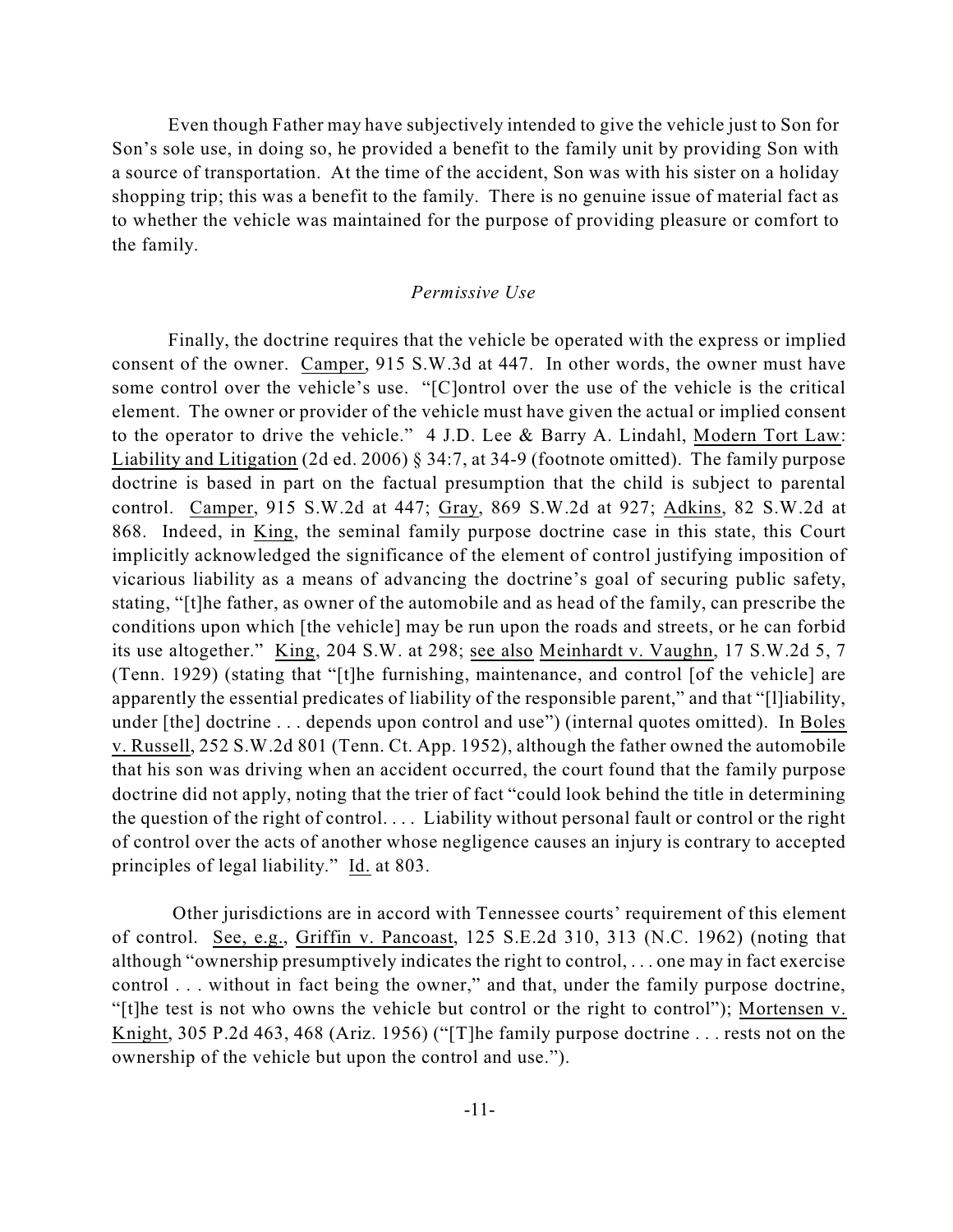Even though Father may have subjectively intended to give the vehicle just to Son for Son's sole use, in doing so, he provided a benefit to the family unit by providing Son with a source of transportation. At the time of the accident, Son was with his sister on a holiday shopping trip; this was a benefit to the family. There is no genuine issue of material fact as to whether the vehicle was maintained for the purpose of providing pleasure or comfort to the family.

### *Permissive Use*

Finally, the doctrine requires that the vehicle be operated with the express or implied consent of the owner. Camper, 915 S.W.3d at 447. In other words, the owner must have some control over the vehicle's use. "[C]ontrol over the use of the vehicle is the critical element. The owner or provider of the vehicle must have given the actual or implied consent to the operator to drive the vehicle." 4 J.D. Lee & Barry A. Lindahl, Modern Tort Law: Liability and Litigation (2d ed. 2006) § 34:7, at 34-9 (footnote omitted). The family purpose doctrine is based in part on the factual presumption that the child is subject to parental control. Camper, 915 S.W.2d at 447; Gray, 869 S.W.2d at 927; Adkins, 82 S.W.2d at 868. Indeed, in King, the seminal family purpose doctrine case in this state, this Court implicitly acknowledged the significance of the element of control justifying imposition of vicarious liability as a means of advancing the doctrine's goal of securing public safety, stating, "[t]he father, as owner of the automobile and as head of the family, can prescribe the conditions upon which [the vehicle] may be run upon the roads and streets, or he can forbid its use altogether." King, 204 S.W. at 298; see also Meinhardt v. Vaughn, 17 S.W.2d 5, 7 (Tenn. 1929) (stating that "[t]he furnishing, maintenance, and control [of the vehicle] are apparently the essential predicates of liability of the responsible parent," and that "[l]iability, under [the] doctrine . . . depends upon control and use") (internal quotes omitted). In Boles v. Russell, 252 S.W.2d 801 (Tenn. Ct. App. 1952), although the father owned the automobile that his son was driving when an accident occurred, the court found that the family purpose doctrine did not apply, noting that the trier of fact "could look behind the title in determining the question of the right of control. . . . Liability without personal fault or control or the right of control over the acts of another whose negligence causes an injury is contrary to accepted principles of legal liability." Id. at 803.

Other jurisdictions are in accord with Tennessee courts' requirement of this element of control. See, e.g., Griffin v. Pancoast, 125 S.E.2d 310, 313 (N.C. 1962) (noting that although "ownership presumptively indicates the right to control, . . . one may in fact exercise control . . . without in fact being the owner," and that, under the family purpose doctrine, "[t]he test is not who owns the vehicle but control or the right to control"); Mortensen v. Knight, 305 P.2d 463, 468 (Ariz. 1956) ("[T]he family purpose doctrine . . . rests not on the ownership of the vehicle but upon the control and use.").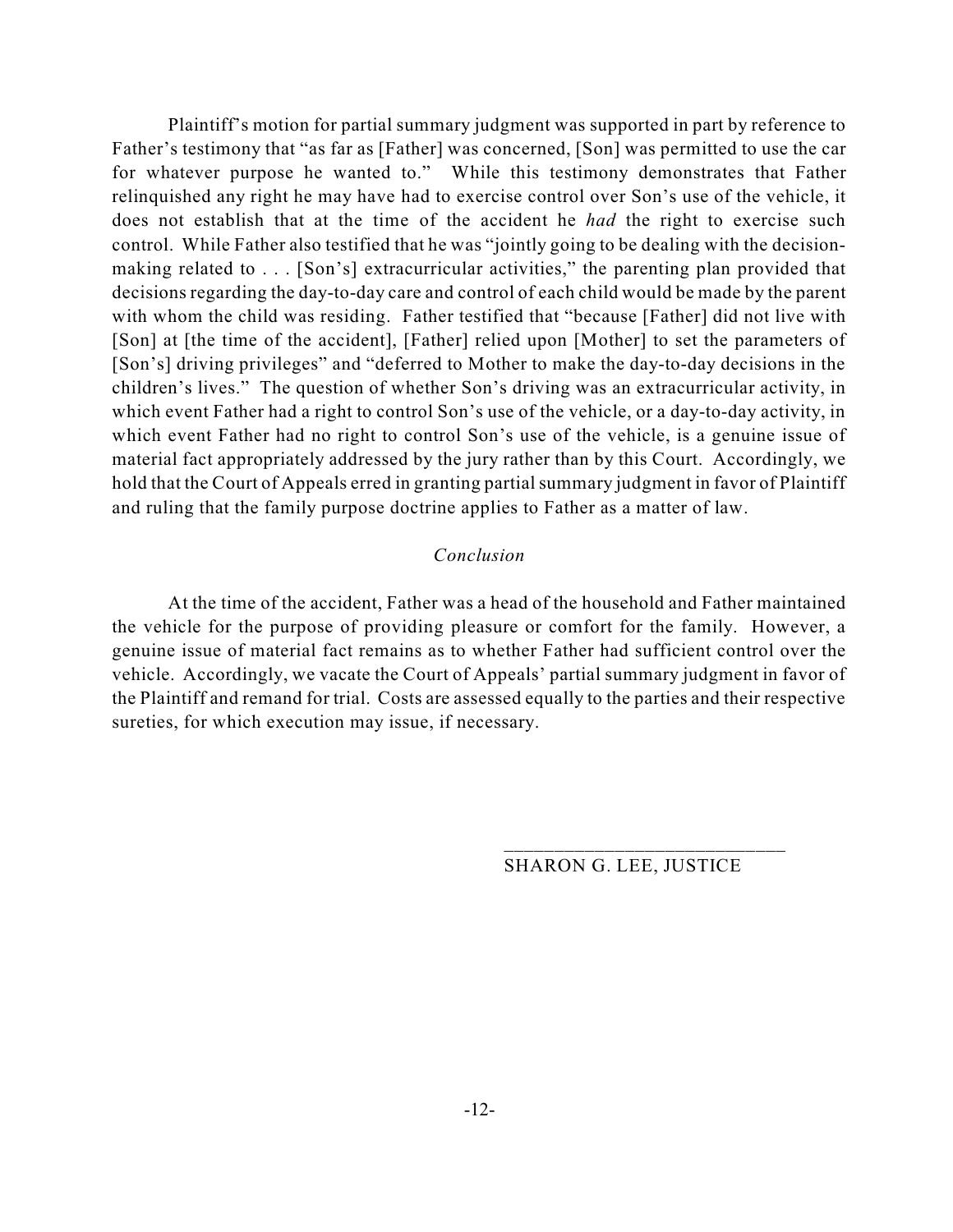Plaintiff's motion for partial summary judgment was supported in part by reference to Father's testimony that "as far as [Father] was concerned, [Son] was permitted to use the car for whatever purpose he wanted to." While this testimony demonstrates that Father relinquished any right he may have had to exercise control over Son's use of the vehicle, it does not establish that at the time of the accident he *had* the right to exercise such control. While Father also testified that he was "jointly going to be dealing with the decision-making related to . . . [Son's] extracurricular activities," the parenting plan provided that decisions regarding the day-to-day care and control of each child would be made by the parent with whom the child was residing. Father testified that "because [Father] did not live with [Son] at [the time of the accident], [Father] relied upon [Mother] to set the parameters of [Son's] driving privileges" and "deferred to Mother to make the day-to-day decisions in the children's lives." The question of whether Son's driving was an extracurricular activity, in which event Father had a right to control Son's use of the vehicle, or a day-to-day activity, in which event Father had no right to control Son's use of the vehicle, is a genuine issue of material fact appropriately addressed by the jury rather than by this Court. Accordingly, we hold that the Court of Appeals erred in granting partial summary judgment in favor of Plaintiff and ruling that the family purpose doctrine applies to Father as a matter of law.

*Conclusion*

At the time of the accident, Father was a head of the household and Father maintained the vehicle for the purpose of providing pleasure or comfort for the family. However, a genuine issue of material fact remains as to whether Father had sufficient control over the vehicle. Accordingly, we vacate the Court of Appeals' partial summary judgment in favor of the Plaintiff and remand for trial. Costs are assessed equally to the parties and their respective sureties, for which execution may issue, if necessary.

\_\_\_\_\_\_\_\_\_\_\_\_\_\_\_\_\_\_\_\_\_\_\_\_\_\_\_\_\_\_

SHARON G. LEE, JUSTICE